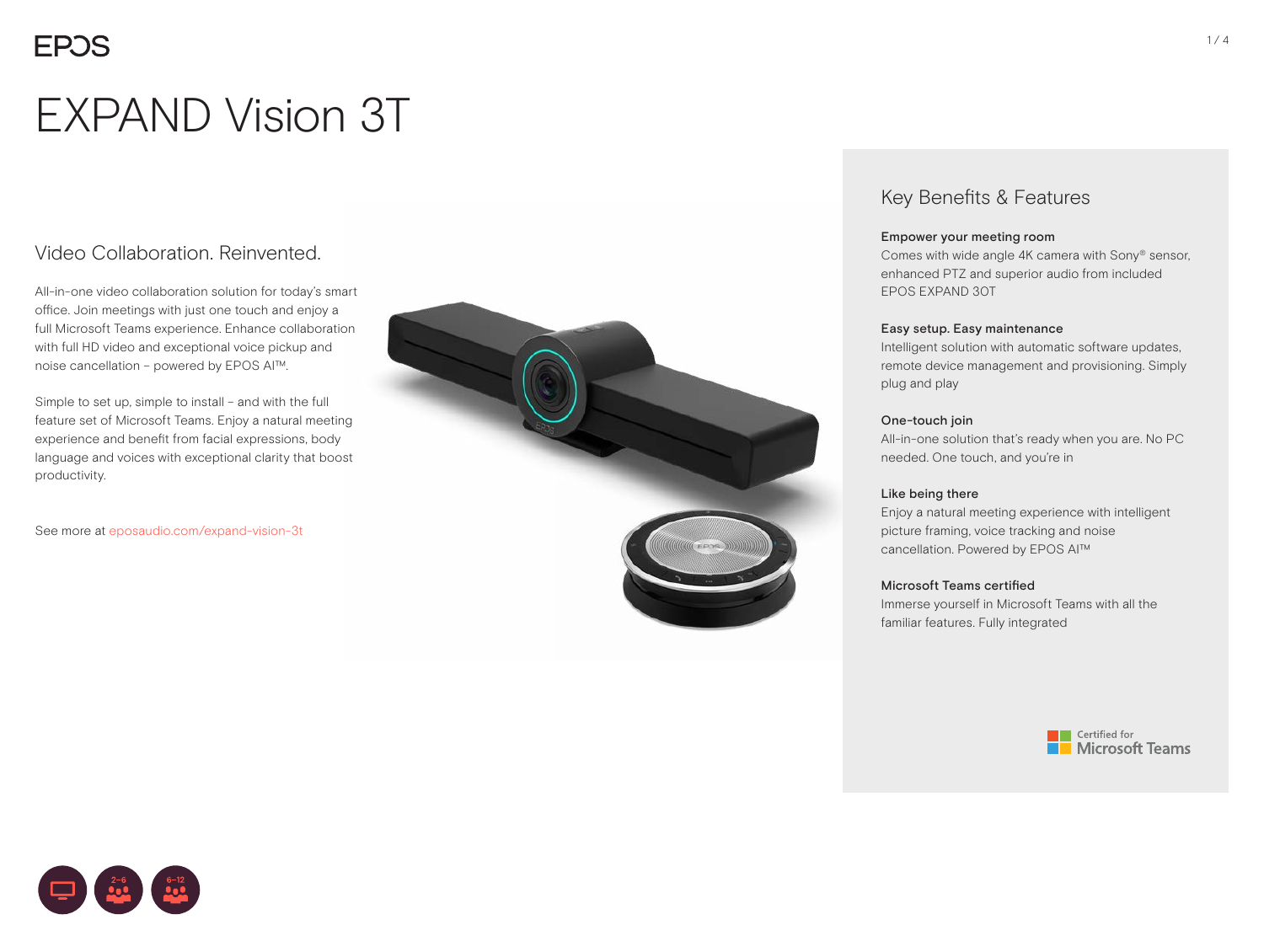# EXPAND Vision 3T

## Video Collaboration. Reinvented.

All-in-one video collaboration solution for today's smart office. Join meetings with just one touch and enjoy a full Microsoft Teams experience. Enhance collaboration with full HD video and exceptional voice pickup and noise cancellation – powered by EPOS AI™.

Simple to set up, simple to install – and with the full feature set of Microsoft Teams. Enjoy a natural meeting experience and benefit from facial expressions, body language and voices with exceptional clarity that boost productivity.

See more at eposaudio.com/expand-vision-3t

## Key Benefits & Features

**Empower your meeting room**
Comes with wide angle 4K camera with Sony® sensor, enhanced PTZ and superior audio from included EPOS EXPAND 30T

**Easy setup. Easy maintenance**
Intelligent solution with automatic software updates, remote device management and provisioning. Simply plug and play

**One-touch join**
All-in-one solution that's ready when you are. No PC needed. One touch, and you're in

**Like being there**
Enjoy a natural meeting experience with intelligent picture framing, voice tracking and noise cancellation. Powered by EPOS AI™

**Microsoft Teams certified**
Immerse yourself in Microsoft Teams with all the familiar features. Fully integrated

Certified for Microsoft Teams

2–6

6–12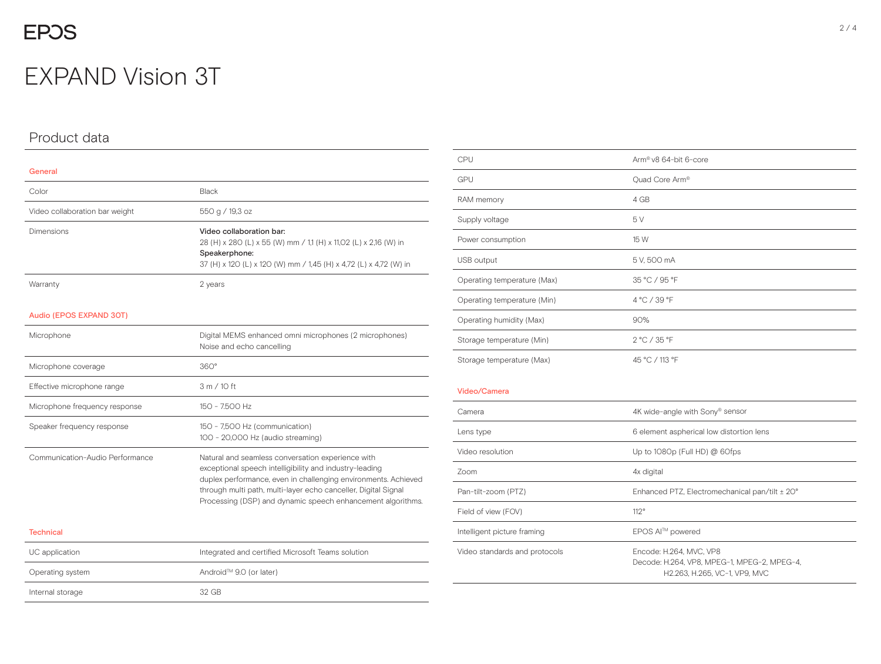# EXPAND Vision 3T

## Product data

### General

| | |
|---|---|
| Color | Black |
| Video collaboration bar weight | 550 g / 19,3 oz |
| Dimensions | **Video collaboration bar:** 28 (H) x 280 (L) x 55 (W) mm / 1,1 (H) x 11,02 (L) x 2,16 (W) in **Speakerphone:** 37 (H) x 120 (L) x 120 (W) mm / 1,45 (H) x 4,72 (L) x 4,72 (W) in |
| Warranty | 2 years |

### Audio (EPOS EXPAND 30T)

| | |
|---|---|
| Microphone | Digital MEMS enhanced omni microphones (2 microphones) Noise and echo cancelling |
| Microphone coverage | 360° |
| Effective microphone range | 3 m / 10 ft |
| Microphone frequency response | 150 - 7.500 Hz |
| Speaker frequency response | 150 - 7,500 Hz (communication) 100 - 20,000 Hz (audio streaming) |
| Communication-Audio Performance | Natural and seamless conversation experience with exceptional speech intelligibility and industry-leading duplex performance, even in challenging environments. Achieved through multi path, multi-layer echo canceller, Digital Signal Processing (DSP) and dynamic speech enhancement algorithms. |

### Technical

| | |
|---|---|
| UC application | Integrated and certified Microsoft Teams solution |
| Operating system | Android™ 9.0 (or later) |
| Internal storage | 32 GB |
| CPU | Arm® v8 64-bit 6-core |
| GPU | Quad Core Arm® |
| RAM memory | 4 GB |
| Supply voltage | 5 V |
| Power consumption | 15 W |
| USB output | 5 V, 500 mA |
| Operating temperature (Max) | 35 °C / 95 °F |
| Operating temperature (Min) | 4 °C / 39 °F |
| Operating humidity (Max) | 90% |
| Storage temperature (Min) | 2 °C / 35 °F |
| Storage temperature (Max) | 45 °C / 113 °F |

### Video/Camera

| | |
|---|---|
| Camera | 4K wide-angle with Sony® sensor |
| Lens type | 6 element aspherical low distortion lens |
| Video resolution | Up to 1080p (Full HD) @ 60fps |
| Zoom | 4x digital |
| Pan-tilt-zoom (PTZ) | Enhanced PTZ, Electromechanical pan/tilt ± 20° |
| Field of view (FOV) | 112° |
| Intelligent picture framing | EPOS AI™ powered |
| Video standards and protocols | Encode: H.264, MVC, VP8 Decode: H.264, VP8, MPEG-1, MPEG-2, MPEG-4, H2.263, H.265, VC-1, VP9, MVC |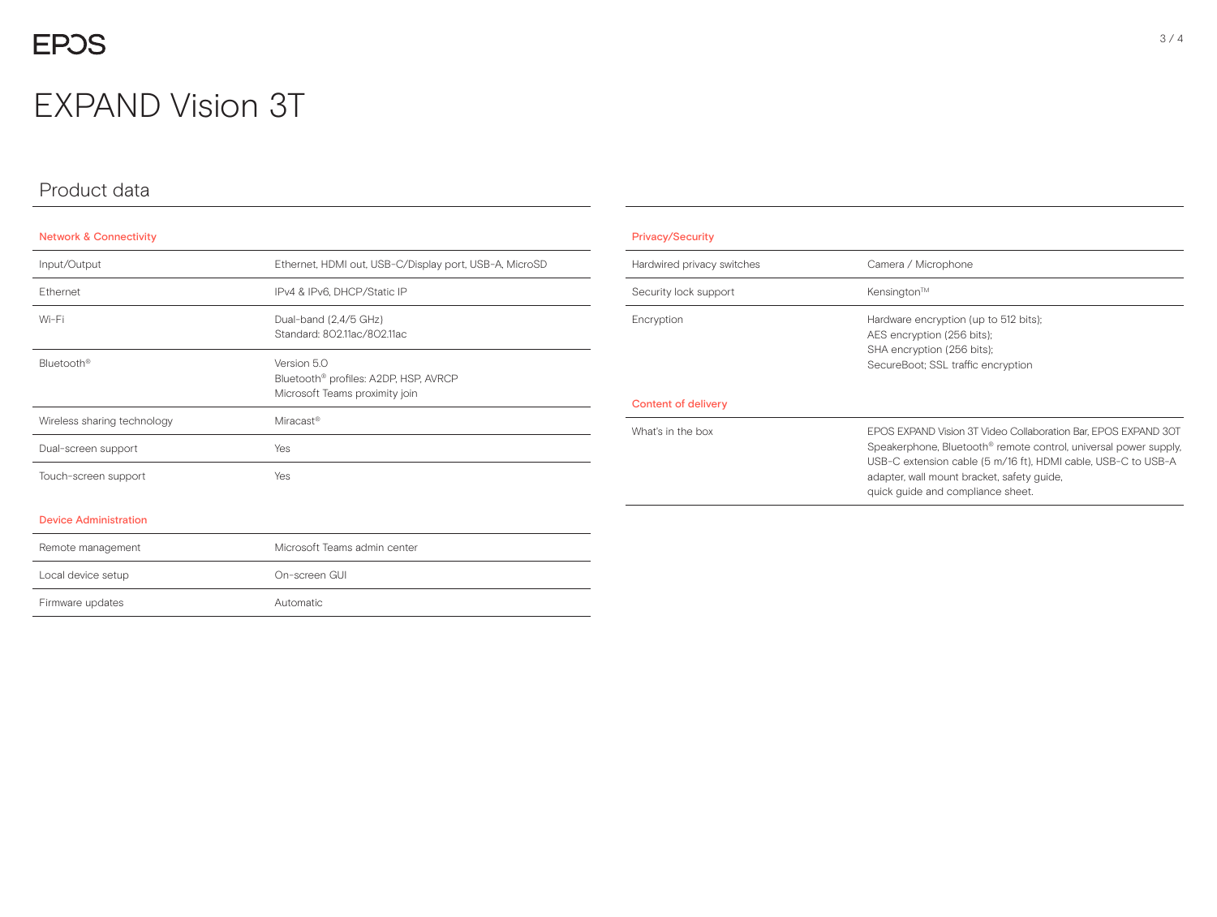# EXPAND Vision 3T

## Product data

### Network & Connectivity

| | |
|---|---|
| Input/Output | Ethernet, HDMI out, USB-C/Display port, USB-A, MicroSD |
| Ethernet | IPv4 & IPv6, DHCP/Static IP |
| Wi-Fi | Dual-band (2,4/5 GHz)<br>Standard: 802.11ac/802.11ac |
| Bluetooth® | Version 5.0<br>Bluetooth® profiles: A2DP, HSP, AVRCP<br>Microsoft Teams proximity join |
| Wireless sharing technology | Miracast® |
| Dual-screen support | Yes |
| Touch-screen support | Yes |

### Device Administration

| | |
|---|---|
| Remote management | Microsoft Teams admin center |
| Local device setup | On-screen GUI |
| Firmware updates | Automatic |

### Privacy/Security

| | |
|---|---|
| Hardwired privacy switches | Camera / Microphone |
| Security lock support | Kensington™ |
| Encryption | Hardware encryption (up to 512 bits);<br>AES encryption (256 bits);<br>SHA encryption (256 bits);<br>SecureBoot; SSL traffic encryption |

### Content of delivery

| | |
|---|---|
| What's in the box | EPOS EXPAND Vision 3T Video Collaboration Bar, EPOS EXPAND 30T Speakerphone, Bluetooth® remote control, universal power supply, USB-C extension cable (5 m/16 ft), HDMI cable, USB-C to USB-A adapter, wall mount bracket, safety guide, quick guide and compliance sheet. |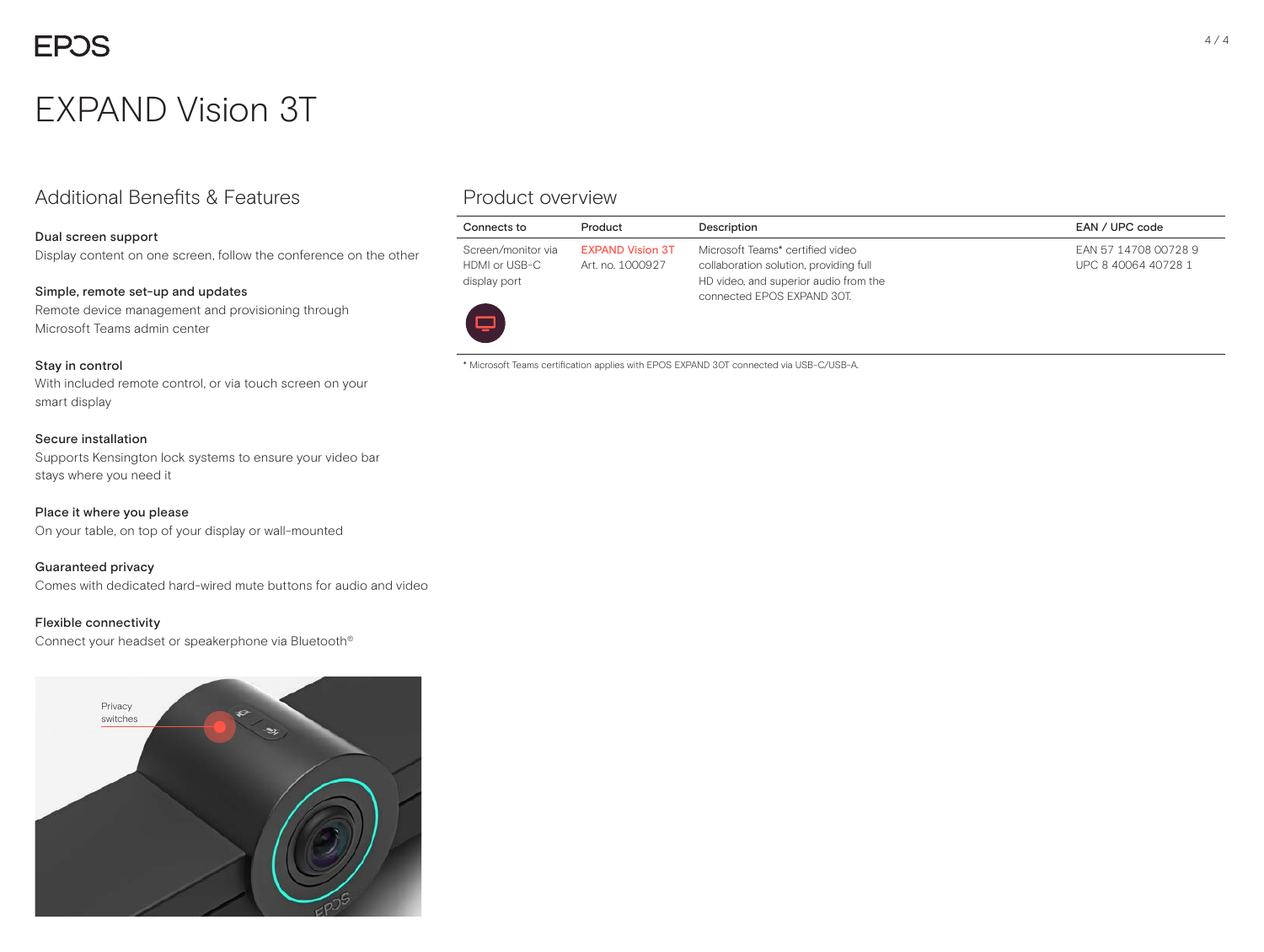# EXPAND Vision 3T

## Additional Benefits & Features

**Dual screen support**
Display content on one screen, follow the conference on the other

**Simple, remote set-up and updates**
Remote device management and provisioning through Microsoft Teams admin center

**Stay in control**
With included remote control, or via touch screen on your smart display

**Secure installation**
Supports Kensington lock systems to ensure your video bar stays where you need it

**Place it where you please**
On your table, on top of your display or wall-mounted

**Guaranteed privacy**
Comes with dedicated hard-wired mute buttons for audio and video

**Flexible connectivity**
Connect your headset or speakerphone via Bluetooth®

Privacy switches

## Product overview

| Connects to | Product | Description | EAN / UPC code |
| --- | --- | --- | --- |
| Screen/monitor via HDMI or USB-C display port | EXPAND Vision 3T<br>Art. no. 1000927 | Microsoft Teams* certified video collaboration solution, providing full HD video, and superior audio from the connected EPOS EXPAND 30T. | EAN 57 14708 00728 9<br>UPC 8 40064 40728 1 |

* Microsoft Teams certification applies with EPOS EXPAND 30T connected via USB-C/USB-A.